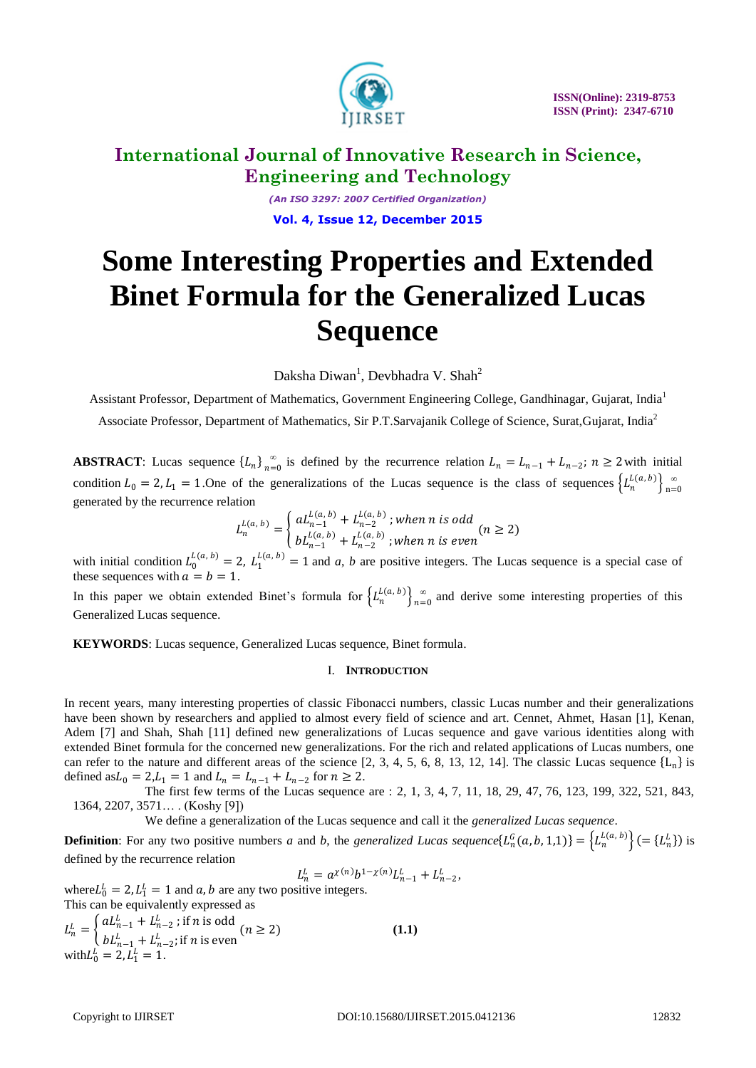# Some Interesting Properties and Extended Binet Formula for the Generalized Lucas Sequence

Daksha Diwan[1], Devbhadra V. Shah[2]

Assistant Professor, Department of Mathematics, Government Engineering College, Gandhinagar, Gujarat, India[1]

Associate Professor, Department of Mathematics, Sir P.T.Sarvajanik College of Science, Surat,Gujarat, India[2]

**ABSTRACT**: Lucas sequence $\{L_n\}_{n=0}^{\infty}$ is defined by the recurrence relation $L_n = L_{n-1} + L_{n-2};\ n \geq 2$ with initial condition $L_0 = 2, L_1 = 1$. One of the generalizations of the Lucas sequence is the class of sequences $\left\{L_n^{L(a,b)}\right\}_{n=0}^{\infty}$ generated by the recurrence relation

$$L_n^{L(a,b)} = \begin{cases} aL_{n-1}^{L(a,b)} + L_{n-2}^{L(a,b)}\ ; \text{when } n \text{ is odd} \\ bL_{n-1}^{L(a,b)} + L_{n-2}^{L(a,b)}\ ; \text{when } n \text{ is even} \end{cases} (n \geq 2)$$

with initial condition $L_0^{L(a,b)} = 2,\ L_1^{L(a,b)} = 1$ and $a$, $b$ are positive integers. The Lucas sequence is a special case of these sequences with $a = b = 1$.

In this paper we obtain extended Binet's formula for $\left\{L_n^{L(a,b)}\right\}_{n=0}^{\infty}$ and derive some interesting properties of this Generalized Lucas sequence.

**KEYWORDS**: Lucas sequence, Generalized Lucas sequence, Binet formula.

## I. Introduction

In recent years, many interesting properties of classic Fibonacci numbers, classic Lucas number and their generalizations have been shown by researchers and applied to almost every field of science and art. Cennet, Ahmet, Hasan [1], Kenan, Adem [7] and Shah, Shah [11] defined new generalizations of Lucas sequence and gave various identities along with extended Binet formula for the concerned new generalizations. For the rich and related applications of Lucas numbers, one can refer to the nature and different areas of the science [2, 3, 4, 5, 6, 8, 13, 12, 14]. The classic Lucas sequence $\{L_n\}$ is defined as $L_0 = 2, L_1 = 1$ and $L_n = L_{n-1} + L_{n-2}$ for $n \geq 2$.

The first few terms of the Lucas sequence are : 2, 1, 3, 4, 7, 11, 18, 29, 47, 76, 123, 199, 322, 521, 843, 1364, 2207, 3571… . (Koshy [9])

We define a generalization of the Lucas sequence and call it the *generalized Lucas sequence*.

**Definition**: For any two positive numbers $a$ and $b$, the *generalized Lucas sequence* $\{L_n^G(a,b,1,1)\} = \left\{L_n^{L(a,b)}\right\} (= \{L_n^L\})$ is defined by the recurrence relation

$$L_n^L = a^{\chi(n)} b^{1-\chi(n)} L_{n-1}^L + L_{n-2}^L,$$

where $L_0^L = 2, L_1^L = 1$ and $a, b$ are any two positive integers.

This can be equivalently expressed as

$$L_n^L = \begin{cases} aL_{n-1}^L + L_{n-2}^L\ ; \text{if } n \text{ is odd} \\ bL_{n-1}^L + L_{n-2}^L; \text{if } n \text{ is even} \end{cases} (n \geq 2) \qquad \textbf{(1.1)}$$

with $L_0^L = 2, L_1^L = 1$.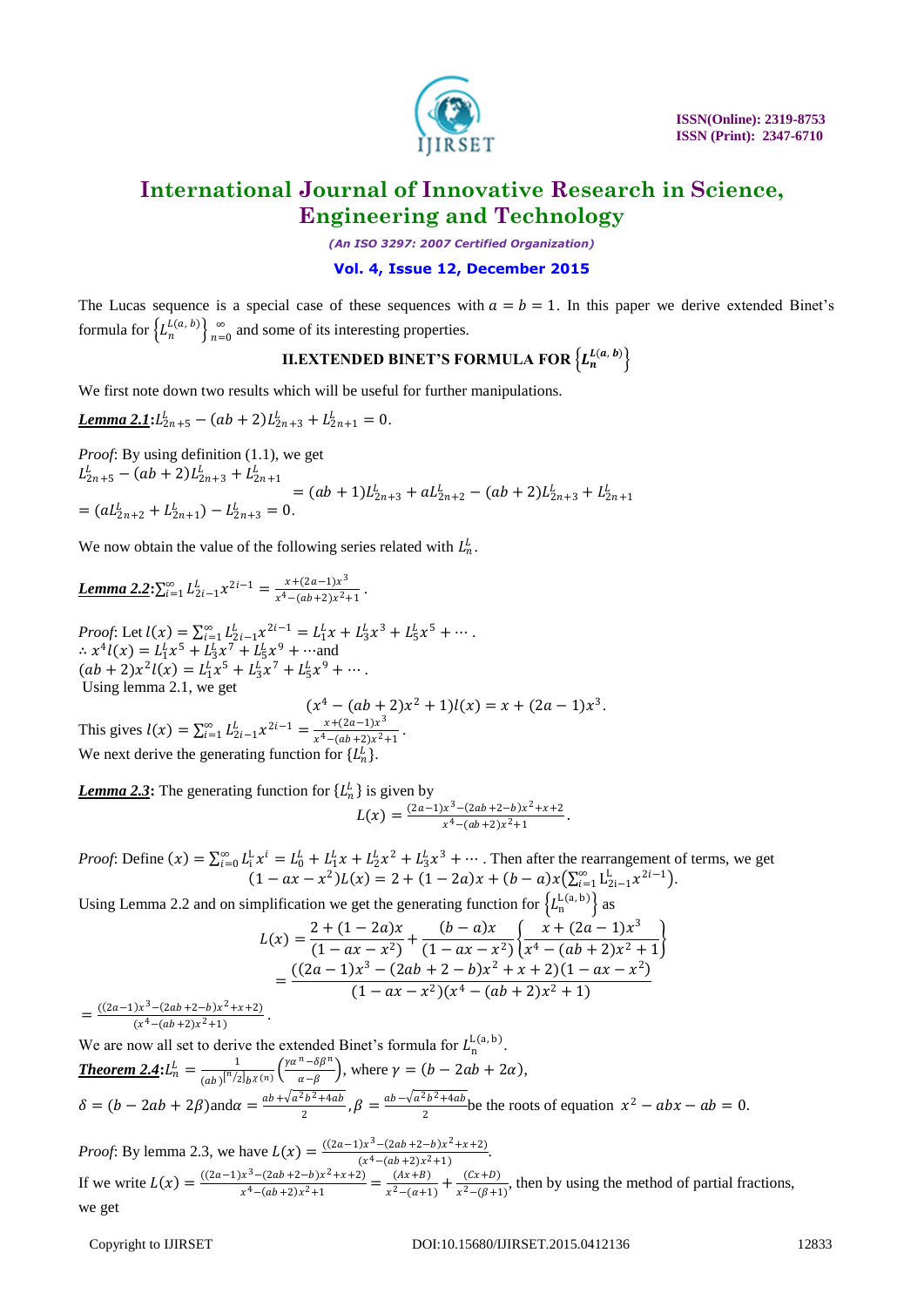The Lucas sequence is a special case of these sequences with $a = b = 1$. In this paper we derive extended Binet's formula for $\left\{L_n^{L(a,\,b)}\right\}_{n=0}^{\infty}$ and some of its interesting properties.

## II.EXTENDED BINET'S FORMULA FOR $\left\{L_n^{L(a,\,b)}\right\}$

We first note down two results which will be useful for further manipulations.

***Lemma 2.1***: $L_{2n+5}^{L} - (ab+2)L_{2n+3}^{L} + L_{2n+1}^{L} = 0.$

*Proof*: By using definition (1.1), we get

$$L_{2n+5}^{L} - (ab+2)L_{2n+3}^{L} + L_{2n+1}^{L} = (ab+1)L_{2n+3}^{L} + aL_{2n+2}^{L} - (ab+2)L_{2n+3}^{L} + L_{2n+1}^{L}$$

$= (aL_{2n+2}^{L} + L_{2n+1}^{L}) - L_{2n+3}^{L} = 0.$

We now obtain the value of the following series related with $L_n^L$.

***Lemma 2.2***: $\sum_{i=1}^{\infty} L_{2i-1}^{L} x^{2i-1} = \frac{x+(2a-1)x^3}{x^4-(ab+2)x^2+1}$.

*Proof*: Let $l(x) = \sum_{i=1}^{\infty} L_{2i-1}^{L} x^{2i-1} = L_1^L x + L_3^L x^3 + L_5^L x^5 + \cdots$.

$\therefore x^4 l(x) = L_1^L x^5 + L_3^L x^7 + L_5^L x^9 + \cdots$and

$(ab+2)x^2 l(x) = L_1^L x^5 + L_3^L x^7 + L_5^L x^9 + \cdots$.

Using lemma 2.1, we get

$$(x^4 - (ab+2)x^2 + 1)l(x) = x + (2a-1)x^3.$$

This gives $l(x) = \sum_{i=1}^{\infty} L_{2i-1}^{L} x^{2i-1} = \frac{x+(2a-1)x^3}{x^4-(ab+2)x^2+1}$.

We next derive the generating function for $\{L_n^L\}$.

***Lemma 2.3***: The generating function for $\{L_n^L\}$ is given by

$$L(x) = \frac{(2a-1)x^3-(2ab+2-b)x^2+x+2}{x^4-(ab+2)x^2+1}.$$

*Proof*: Define $(x) = \sum_{i=0}^{\infty} L_i^L x^i = L_0^L + L_1^L x + L_2^L x^2 + L_3^L x^3 + \cdots$. Then after the rearrangement of terms, we get

$$(1-ax-x^2)L(x) = 2 + (1-2a)x + (b-a)x\left(\sum_{i=1}^{\infty} \mathrm{L}_{2i-1}^{\mathrm{L}} x^{2i-1}\right).$$

Using Lemma 2.2 and on simplification we get the generating function for $\left\{\mathrm{L}_n^{\mathrm{L}(a,b)}\right\}$ as

$$L(x) = \frac{2+(1-2a)x}{(1-ax-x^2)} + \frac{(b-a)x}{(1-ax-x^2)}\left\{\frac{x+(2a-1)x^3}{x^4-(ab+2)x^2+1}\right\}$$

$$= \frac{((2a-1)x^3-(2ab+2-b)x^2+x+2)(1-ax-x^2)}{(1-ax-x^2)(x^4-(ab+2)x^2+1)}$$

$= \frac{((2a-1)x^3-(2ab+2-b)x^2+x+2)}{(x^4-(ab+2)x^2+1)}$.

We are now all set to derive the extended Binet's formula for $L_n^{\mathrm{L}(a,b)}$.

***Theorem 2.4***: $L_n^L = \frac{1}{(ab)^{\lfloor n/2 \rfloor} b^{\chi(n)}}\left(\frac{\gamma\alpha^n - \delta\beta^n}{\alpha-\beta}\right)$, where $\gamma = (b - 2ab + 2\alpha)$,

$\delta = (b - 2ab + 2\beta)$and$\alpha = \frac{ab+\sqrt{a^2b^2+4ab}}{2}, \beta = \frac{ab-\sqrt{a^2b^2+4ab}}{2}$be the roots of equation $x^2 - abx - ab = 0$.

*Proof*: By lemma 2.3, we have $L(x) = \frac{((2a-1)x^3-(2ab+2-b)x^2+x+2)}{(x^4-(ab+2)x^2+1)}$.

If we write $L(x) = \frac{((2a-1)x^3-(2ab+2-b)x^2+x+2)}{x^4-(ab+2)x^2+1} = \frac{(Ax+B)}{x^2-(\alpha+1)} + \frac{(Cx+D)}{x^2-(\beta+1)}$, then by using the method of partial fractions, we get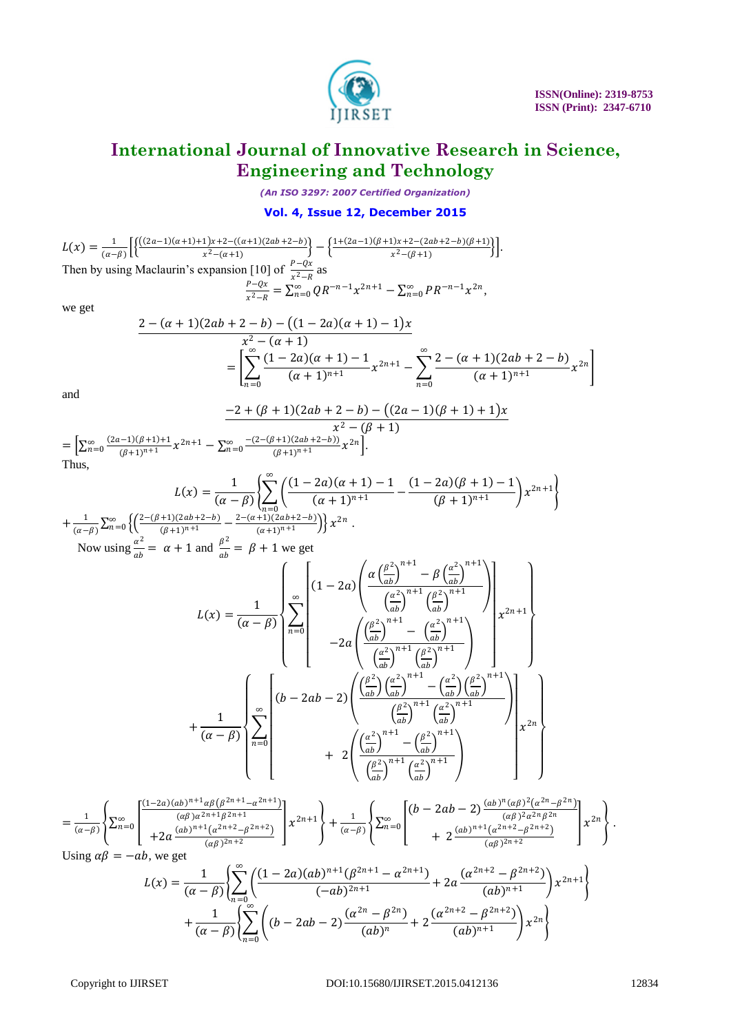$$L(x) = \frac{1}{(\alpha-\beta)}\left[\left\{\frac{((2a-1)(\alpha+1)+1)x+2-((\alpha+1)(2ab+2-b)}{x^2-(\alpha+1)}\right\} - \left\{\frac{1+(2a-1)(\beta+1)x+2-(2ab+2-b)(\beta+1)}{x^2-(\beta+1)}\right\}\right].$$

Then by using Maclaurin's expansion [10] of $\frac{P-Qx}{x^2-R}$ as

$$\frac{P-Qx}{x^2-R} = \sum_{n=0}^{\infty} QR^{-n-1}x^{2n+1} - \sum_{n=0}^{\infty} PR^{-n-1}x^{2n},$$

we get

$$\frac{2-(\alpha+1)(2ab+2-b)-\big((1-2a)(\alpha+1)-1\big)x}{x^2-(\alpha+1)} = \left[\sum_{n=0}^{\infty}\frac{(1-2a)(\alpha+1)-1}{(\alpha+1)^{n+1}}x^{2n+1} - \sum_{n=0}^{\infty}\frac{2-(\alpha+1)(2ab+2-b)}{(\alpha+1)^{n+1}}x^{2n}\right]$$

and

$$\frac{-2+(\beta+1)(2ab+2-b)-\big((2a-1)(\beta+1)+1\big)x}{x^2-(\beta+1)}$$

$$= \left[\sum_{n=0}^{\infty}\frac{(2a-1)(\beta+1)+1}{(\beta+1)^{n+1}}x^{2n+1} - \sum_{n=0}^{\infty}\frac{-(2-(\beta+1)(2ab+2-b))}{(\beta+1)^{n+1}}x^{2n}\right].$$

Thus,

$$L(x) = \frac{1}{(\alpha-\beta)}\left\{\sum_{n=0}^{\infty}\left(\frac{(1-2a)(\alpha+1)-1}{(\alpha+1)^{n+1}} - \frac{(1-2a)(\beta+1)-1}{(\beta+1)^{n+1}}\right)x^{2n+1}\right\}$$

$$+\frac{1}{(\alpha-\beta)}\sum_{n=0}^{\infty}\left\{\left(\frac{2-(\beta+1)(2ab+2-b)}{(\beta+1)^{n+1}} - \frac{2-(\alpha+1)(2ab+2-b)}{(\alpha+1)^{n+1}}\right)\right\}x^{2n}.$$

Now using $\frac{\alpha^2}{ab} = \alpha+1$ and $\frac{\beta^2}{ab} = \beta+1$ we get

$$L(x) = \frac{1}{(\alpha-\beta)}\left\{\sum_{n=0}^{\infty}\left[\begin{array}{c}(1-2a)\left(\dfrac{\alpha\left(\frac{\beta^2}{ab}\right)^{n+1} - \beta\left(\frac{\alpha^2}{ab}\right)^{n+1}}{\left(\frac{\alpha^2}{ab}\right)^{n+1}\left(\frac{\beta^2}{ab}\right)^{n+1}}\right)\\ -2a\left(\dfrac{\left(\frac{\beta^2}{ab}\right)^{n+1} - \left(\frac{\alpha^2}{ab}\right)^{n+1}}{\left(\frac{\alpha^2}{ab}\right)^{n+1}\left(\frac{\beta^2}{ab}\right)^{n+1}}\right)\end{array}\right]x^{2n+1}\right\}$$

$$+\frac{1}{(\alpha-\beta)}\left\{\sum_{n=0}^{\infty}\left[\begin{array}{c}(b-2ab-2)\left(\dfrac{\left(\frac{\beta^2}{ab}\right)\left(\frac{\alpha^2}{ab}\right)^{n+1} - \left(\frac{\alpha^2}{ab}\right)\left(\frac{\beta^2}{ab}\right)^{n+1}}{\left(\frac{\beta^2}{ab}\right)^{n+1}\left(\frac{\alpha^2}{ab}\right)^{n+1}}\right)\\ +\ 2\left(\dfrac{\left(\frac{\alpha^2}{ab}\right)^{n+1} - \left(\frac{\beta^2}{ab}\right)^{n+1}}{\left(\frac{\beta^2}{ab}\right)^{n+1}\left(\frac{\alpha^2}{ab}\right)^{n+1}}\right)\end{array}\right]x^{2n}\right\}$$

$$= \frac{1}{(\alpha-\beta)}\left\{\sum_{n=0}^{\infty}\left[\begin{array}{c}\frac{(1-2a)(ab)^{n+1}\alpha\beta(\beta^{2n+1}-\alpha^{2n+1})}{(\alpha\beta)\alpha^{2n+1}\beta^{2n+1}}\\ +2a\frac{(ab)^{n+1}(\alpha^{2n+2}-\beta^{2n+2})}{(\alpha\beta)^{2n+2}}\end{array}\right]x^{2n+1}\right\} + \frac{1}{(\alpha-\beta)}\left\{\sum_{n=0}^{\infty}\left[\begin{array}{c}(b-2ab-2)\frac{(ab)^n(\alpha\beta)^2(\alpha^{2n}-\beta^{2n})}{(\alpha\beta)^2\alpha^{2n}\beta^{2n}}\\ +\ 2\frac{(ab)^{n+1}(\alpha^{2n+2}-\beta^{2n+2})}{(\alpha\beta)^{2n+2}}\end{array}\right]x^{2n}\right\}.$$

Using $\alpha\beta = -ab$, we get

$$L(x) = \frac{1}{(\alpha-\beta)}\left\{\sum_{n=0}^{\infty}\left(\frac{(1-2a)(ab)^{n+1}(\beta^{2n+1}-\alpha^{2n+1})}{(-ab)^{2n+1}} + 2a\frac{(\alpha^{2n+2}-\beta^{2n+2})}{(ab)^{n+1}}\right)x^{2n+1}\right\}$$

$$+\frac{1}{(\alpha-\beta)}\left\{\sum_{n=0}^{\infty}\left((b-2ab-2)\frac{(\alpha^{2n}-\beta^{2n})}{(ab)^n} + 2\frac{(\alpha^{2n+2}-\beta^{2n+2})}{(ab)^{n+1}}\right)x^{2n}\right\}$$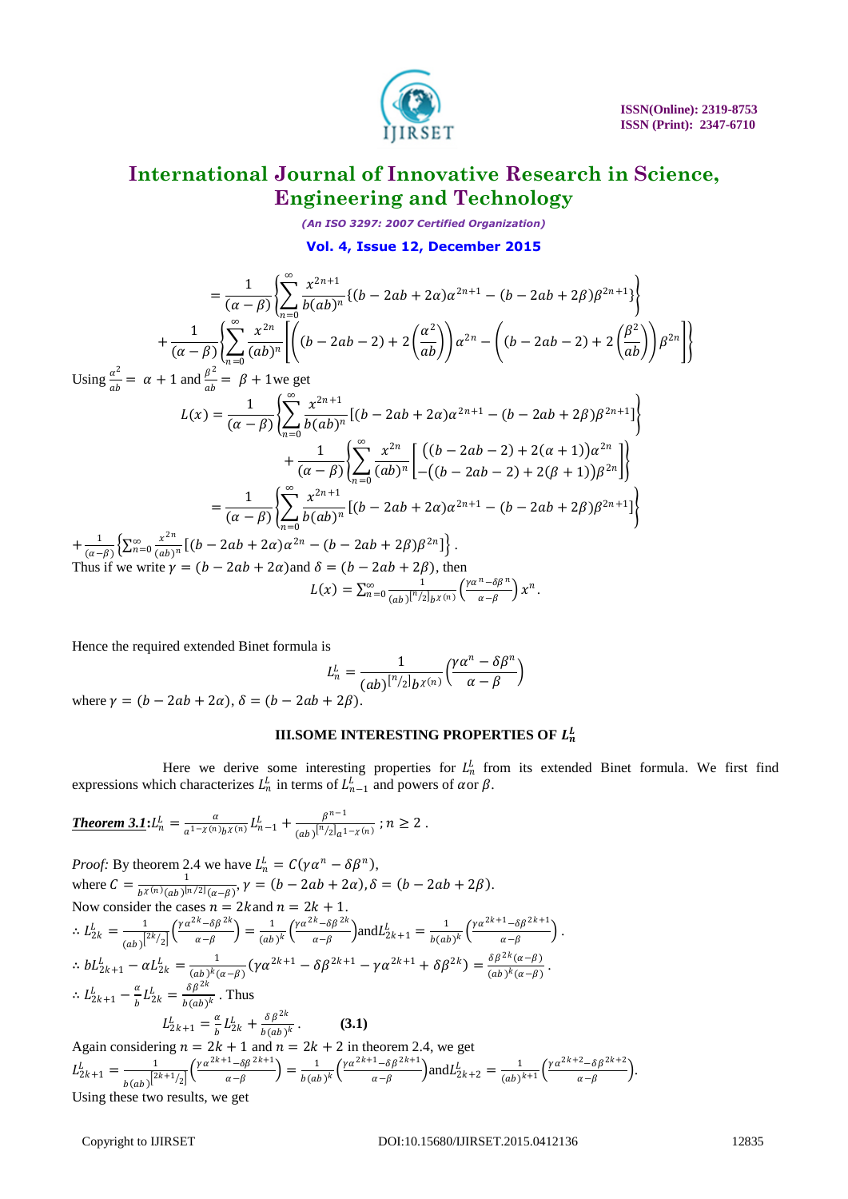$$= \frac{1}{(\alpha-\beta)}\left\{\sum_{n=0}^{\infty}\frac{x^{2n+1}}{b(ab)^n}\{(b-2ab+2\alpha)\alpha^{2n+1}-(b-2ab+2\beta)\beta^{2n+1}\}\right\}$$

$$+\frac{1}{(\alpha-\beta)}\left\{\sum_{n=0}^{\infty}\frac{x^{2n}}{(ab)^n}\left[\left((b-2ab-2)+2\left(\frac{\alpha^2}{ab}\right)\right)\alpha^{2n}-\left((b-2ab-2)+2\left(\frac{\beta^2}{ab}\right)\right)\beta^{2n}\right]\right\}$$

Using $\frac{\alpha^2}{ab}= \alpha+1$ and $\frac{\beta^2}{ab}= \beta+1$we get

$$L(x) = \frac{1}{(\alpha-\beta)}\left\{\sum_{n=0}^{\infty}\frac{x^{2n+1}}{b(ab)^n}[(b-2ab+2\alpha)\alpha^{2n+1}-(b-2ab+2\beta)\beta^{2n+1}]\right\}$$

$$+\frac{1}{(\alpha-\beta)}\left\{\sum_{n=0}^{\infty}\frac{x^{2n}}{(ab)^n}\begin{bmatrix}((b-2ab-2)+2(\alpha+1))\alpha^{2n}\\ -((b-2ab-2)+2(\beta+1))\beta^{2n}\end{bmatrix}\right\}$$

$$= \frac{1}{(\alpha-\beta)}\left\{\sum_{n=0}^{\infty}\frac{x^{2n+1}}{b(ab)^n}[(b-2ab+2\alpha)\alpha^{2n+1}-(b-2ab+2\beta)\beta^{2n+1}]\right\}$$

$+\frac{1}{(\alpha-\beta)}\left\{\sum_{n=0}^{\infty}\frac{x^{2n}}{(ab)^n}[(b-2ab+2\alpha)\alpha^{2n}-(b-2ab+2\beta)\beta^{2n}]\right\}$.

Thus if we write $\gamma=(b-2ab+2\alpha)$and $\delta=(b-2ab+2\beta)$, then

$$L(x) = \sum_{n=0}^{\infty}\frac{1}{(ab)^{[n/2]}b^{\chi(n)}}\left(\frac{\gamma\alpha^n-\delta\beta^n}{\alpha-\beta}\right)x^n.$$

Hence the required extended Binet formula is

$$L_n^L = \frac{1}{(ab)^{[n/2]}b^{\chi(n)}}\left(\frac{\gamma\alpha^n-\delta\beta^n}{\alpha-\beta}\right)$$

where $\gamma=(b-2ab+2\alpha)$, $\delta=(b-2ab+2\beta)$.

## III.SOME INTERESTING PROPERTIES OF $L_n^L$

Here we derive some interesting properties for $L_n^L$ from its extended Binet formula. We first find expressions which characterizes $L_n^L$ in terms of $L_{n-1}^L$ and powers of $\alpha$ or $\beta$.

***Theorem 3.1***: $L_n^L = \frac{\alpha}{a^{1-\chi(n)}b^{\chi(n)}}L_{n-1}^L + \frac{\beta^{n-1}}{(ab)^{[n/2]}a^{1-\chi(n)}}$ ; $n \geq 2$ .

*Proof:* By theorem 2.4 we have $L_n^L = C(\gamma\alpha^n-\delta\beta^n)$,
where $C=\frac{1}{b^{\chi(n)}(ab)^{[n/2]}(\alpha-\beta)}$, $\gamma=(b-2ab+2\alpha)$, $\delta=(b-2ab+2\beta)$.
Now consider the cases $n=2k$ and $n=2k+1$.

$\therefore L_{2k}^L = \frac{1}{(ab)^{[2k/2]}}\left(\frac{\gamma\alpha^{2k}-\delta\beta^{2k}}{\alpha-\beta}\right) = \frac{1}{(ab)^k}\left(\frac{\gamma\alpha^{2k}-\delta\beta^{2k}}{\alpha-\beta}\right)$and$L_{2k+1}^L = \frac{1}{b(ab)^k}\left(\frac{\gamma\alpha^{2k+1}-\delta\beta^{2k+1}}{\alpha-\beta}\right)$.

$\therefore bL_{2k+1}^L - \alpha L_{2k}^L = \frac{1}{(ab)^k(\alpha-\beta)}(\gamma\alpha^{2k+1}-\delta\beta^{2k+1}-\gamma\alpha^{2k+1}+\delta\beta^{2k}) = \frac{\delta\beta^{2k}(\alpha-\beta)}{(ab)^k(\alpha-\beta)}$.

$\therefore L_{2k+1}^L - \frac{\alpha}{b}L_{2k}^L = \frac{\delta\beta^{2k}}{b(ab)^k}$. Thus

$$L_{2k+1}^L = \frac{\alpha}{b}L_{2k}^L + \frac{\delta\beta^{2k}}{b(ab)^k}. \qquad \textbf{(3.1)}$$

Again considering $n=2k+1$ and $n=2k+2$ in theorem 2.4, we get

$L_{2k+1}^L = \frac{1}{b(ab)^{[2k+1/2]}}\left(\frac{\gamma\alpha^{2k+1}-\delta\beta^{2k+1}}{\alpha-\beta}\right) = \frac{1}{b(ab)^k}\left(\frac{\gamma\alpha^{2k+1}-\delta\beta^{2k+1}}{\alpha-\beta}\right)$and$L_{2k+2}^L = \frac{1}{(ab)^{k+1}}\left(\frac{\gamma\alpha^{2k+2}-\delta\beta^{2k+2}}{\alpha-\beta}\right)$.

Using these two results, we get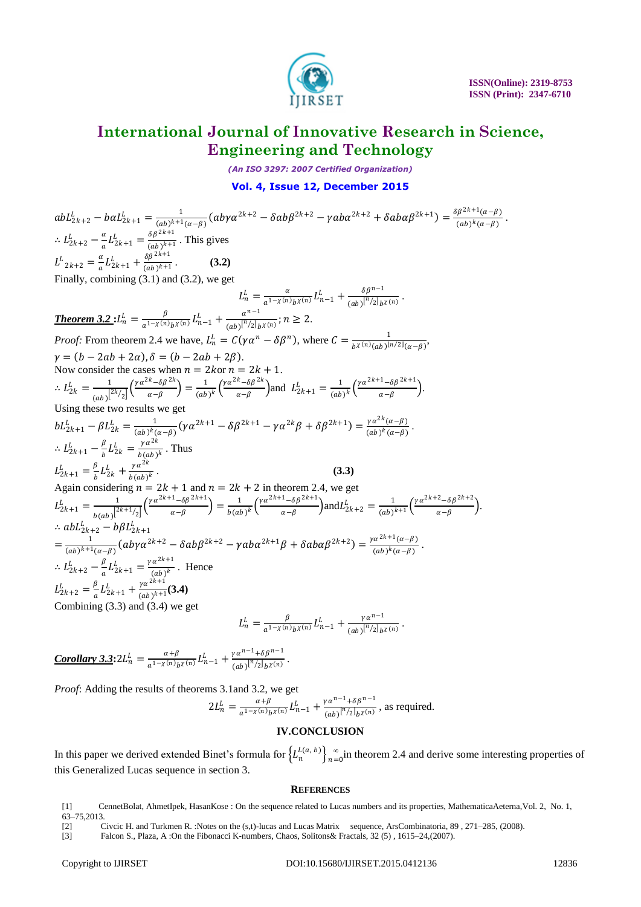$abL_{2k+2}^{L} - b\alpha L_{2k+1}^{L} = \frac{1}{(ab)^{k+1}(\alpha-\beta)}(ab\gamma\alpha^{2k+2} - \delta ab\beta^{2k+2} - \gamma ab\alpha^{2k+2} + \delta ab\alpha\beta^{2k+1}) = \frac{\delta\beta^{2k+1}(\alpha-\beta)}{(ab)^{k}(\alpha-\beta)}$.

$\therefore L_{2k+2}^{L} - \frac{\alpha}{a}L_{2k+1}^{L} = \frac{\delta\beta^{2k+1}}{(ab)^{k+1}}$. This gives

$L^{L}{}_{2k+2} = \frac{\alpha}{a}L_{2k+1}^{L} + \frac{\delta\beta^{2k+1}}{(ab)^{k+1}}$. **(3.2)**

Finally, combining (3.1) and (3.2), we get

$$L_n^L = \frac{\alpha}{a^{1-\chi(n)}b^{\chi(n)}}L_{n-1}^L + \frac{\delta\beta^{n-1}}{(ab)^{\lceil n/2 \rceil}b^{\chi(n)}}.$$

***Theorem 3.2*** **:** $L_n^L = \frac{\beta}{a^{1-\chi(n)}b^{\chi(n)}}L_{n-1}^L + \frac{\alpha^{n-1}}{(ab)^{\lceil n/2 \rceil}b^{\chi(n)}}$; $n \geq 2$.

*Proof:* From theorem 2.4 we have, $L_n^L = C(\gamma\alpha^n - \delta\beta^n)$, where $C = \frac{1}{b^{\chi(n)}(ab)^{\lfloor n/2 \rfloor}(\alpha-\beta)}$,

$\gamma = (b - 2ab + 2\alpha), \delta = (b - 2ab + 2\beta)$.

Now consider the cases when $n = 2k$ or $n = 2k + 1$.

$\therefore L_{2k}^L = \frac{1}{(ab)^{\lfloor 2k/2 \rfloor}}\left(\frac{\gamma\alpha^{2k} - \delta\beta^{2k}}{\alpha-\beta}\right) = \frac{1}{(ab)^k}\left(\frac{\gamma\alpha^{2k} - \delta\beta^{2k}}{\alpha-\beta}\right)$ and $L_{2k+1}^L = \frac{1}{(ab)^k}\left(\frac{\gamma\alpha^{2k+1} - \delta\beta^{2k+1}}{\alpha-\beta}\right)$.

Using these two results we get

$bL_{2k+1}^L - \beta L_{2k}^L = \frac{1}{(ab)^k(\alpha-\beta)}(\gamma\alpha^{2k+1} - \delta\beta^{2k+1} - \gamma\alpha^{2k}\beta + \delta\beta^{2k+1}) = \frac{\gamma\alpha^{2k}(\alpha-\beta)}{(ab)^k(\alpha-\beta)}$.

$\therefore L_{2k+1}^L - \frac{\beta}{b}L_{2k}^L = \frac{\gamma\alpha^{2k}}{b(ab)^k}$. Thus

$L_{2k+1}^L = \frac{\beta}{b}L_{2k}^L + \frac{\gamma\alpha^{2k}}{b(ab)^k}$. **(3.3)**

Again considering $n = 2k + 1$ and $n = 2k + 2$ in theorem 2.4, we get

$L_{2k+1}^L = \frac{1}{b(ab)^{\lfloor 2k+1/2 \rfloor}}\left(\frac{\gamma\alpha^{2k+1} - \delta\beta^{2k+1}}{\alpha-\beta}\right) = \frac{1}{b(ab)^k}\left(\frac{\gamma\alpha^{2k+1} - \delta\beta^{2k+1}}{\alpha-\beta}\right)$ and $L_{2k+2}^L = \frac{1}{(ab)^{k+1}}\left(\frac{\gamma\alpha^{2k+2} - \delta\beta^{2k+2}}{\alpha-\beta}\right)$.

$\therefore abL_{2k+2}^L - b\beta L_{2k+1}^L$

$= \frac{1}{(ab)^{k+1}(\alpha-\beta)}(ab\gamma\alpha^{2k+2} - \delta ab\beta^{2k+2} - \gamma ab\alpha^{2k+1}\beta + \delta ab\alpha\beta^{2k+2}) = \frac{\gamma\alpha^{2k+1}(\alpha-\beta)}{(ab)^k(\alpha-\beta)}$.

$\therefore L_{2k+2}^L - \frac{\beta}{a}L_{2k+1}^L = \frac{\gamma\alpha^{2k+1}}{(ab)^k}$. Hence

$L_{2k+2}^L = \frac{\beta}{a}L_{2k+1}^L + \frac{\gamma\alpha^{2k+1}}{(ab)^{k+1}}$ **(3.4)**

Combining (3.3) and (3.4) we get

$$L_n^L = \frac{\beta}{a^{1-\chi(n)}b^{\chi(n)}}L_{n-1}^L + \frac{\gamma\alpha^{n-1}}{(ab)^{\lceil n/2 \rceil}b^{\chi(n)}}.$$

***Corollary 3.3*** **:** $2L_n^L = \frac{\alpha+\beta}{a^{1-\chi(n)}b^{\chi(n)}}L_{n-1}^L + \frac{\gamma\alpha^{n-1} + \delta\beta^{n-1}}{(ab)^{\lceil n/2 \rceil}b^{\chi(n)}}$.

*Proof*: Adding the results of theorems 3.1and 3.2, we get

$$2L_n^L = \frac{\alpha+\beta}{a^{1-\chi(n)}b^{\chi(n)}}L_{n-1}^L + \frac{\gamma\alpha^{n-1} + \delta\beta^{n-1}}{(ab)^{\lceil n/2 \rceil}b^{\chi(n)}}, \text{ as required.}$$

## IV.CONCLUSION

In this paper we derived extended Binet's formula for $\left\{L_n^{L(a,\,b)}\right\}_{n=0}^{\infty}$ in theorem 2.4 and derive some interesting properties of this Generalized Lucas sequence in section 3.

## REFERENCES

[1] CennetBolat, AhmetIpek, HasanKose : On the sequence related to Lucas numbers and its properties, MathematicaAeterna,Vol. 2, No. 1, 63–75,2013.

[2] Civcic H. and Turkmen R. :Notes on the (s,t)-lucas and Lucas Matrix sequence, ArsCombinatoria, 89 , 271–285, (2008).

[3] Falcon S., Plaza, A :On the Fibonacci K-numbers, Chaos, Solitons& Fractals, 32 (5) , 1615–24,(2007).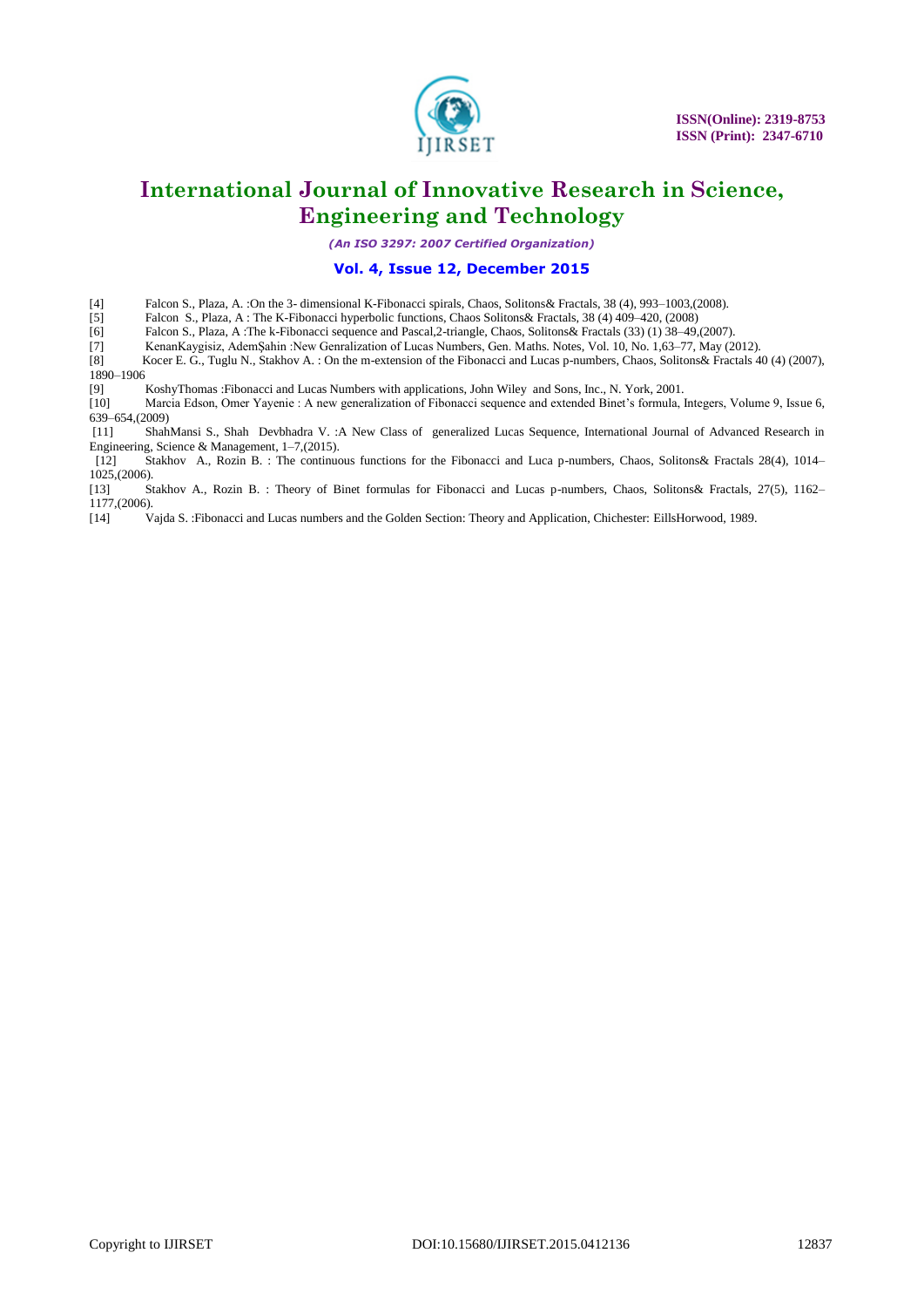[4] Falcon S., Plaza, A. :On the 3- dimensional K-Fibonacci spirals, Chaos, Solitons& Fractals, 38 (4), 993–1003,(2008).

[5] Falcon S., Plaza, A : The K-Fibonacci hyperbolic functions, Chaos Solitons& Fractals, 38 (4) 409–420, (2008)

[6] Falcon S., Plaza, A :The k-Fibonacci sequence and Pascal,2-triangle, Chaos, Solitons& Fractals (33) (1) 38–49,(2007).

[7] KenanKaygisiz, AdemŞahin :New Genralization of Lucas Numbers, Gen. Maths. Notes, Vol. 10, No. 1,63–77, May (2012).

[8] Kocer E. G., Tuglu N., Stakhov A. : On the m-extension of the Fibonacci and Lucas p-numbers, Chaos, Solitons& Fractals 40 (4) (2007), 1890–1906

[9] KoshyThomas :Fibonacci and Lucas Numbers with applications, John Wiley and Sons, Inc., N. York, 2001.

[10] Marcia Edson, Omer Yayenie : A new generalization of Fibonacci sequence and extended Binet's formula, Integers, Volume 9, Issue 6, 639–654,(2009)

[11] ShahMansi S., Shah Devbhadra V. :A New Class of generalized Lucas Sequence, International Journal of Advanced Research in Engineering, Science & Management, 1–7,(2015).

[12] Stakhov A., Rozin B. : The continuous functions for the Fibonacci and Luca p-numbers, Chaos, Solitons& Fractals 28(4), 1014–1025,(2006).

[13] Stakhov A., Rozin B. : Theory of Binet formulas for Fibonacci and Lucas p-numbers, Chaos, Solitons& Fractals, 27(5), 1162–1177,(2006).

[14] Vajda S. :Fibonacci and Lucas numbers and the Golden Section: Theory and Application, Chichester: EillsHorwood, 1989.